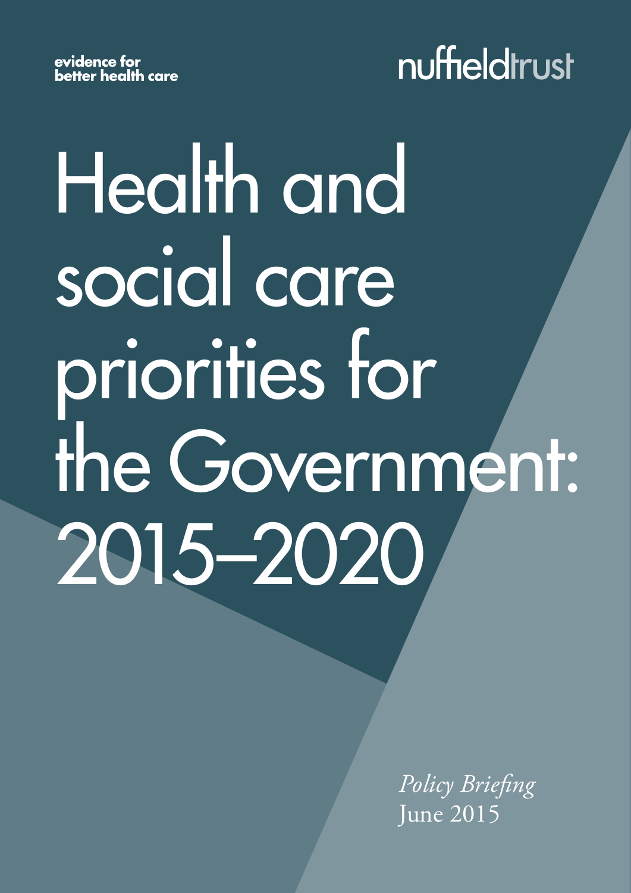evidence for
better health care

nuffieldtrust

# Health and social care priorities for the Government: 2015–2020

*Policy Briefing*
June 2015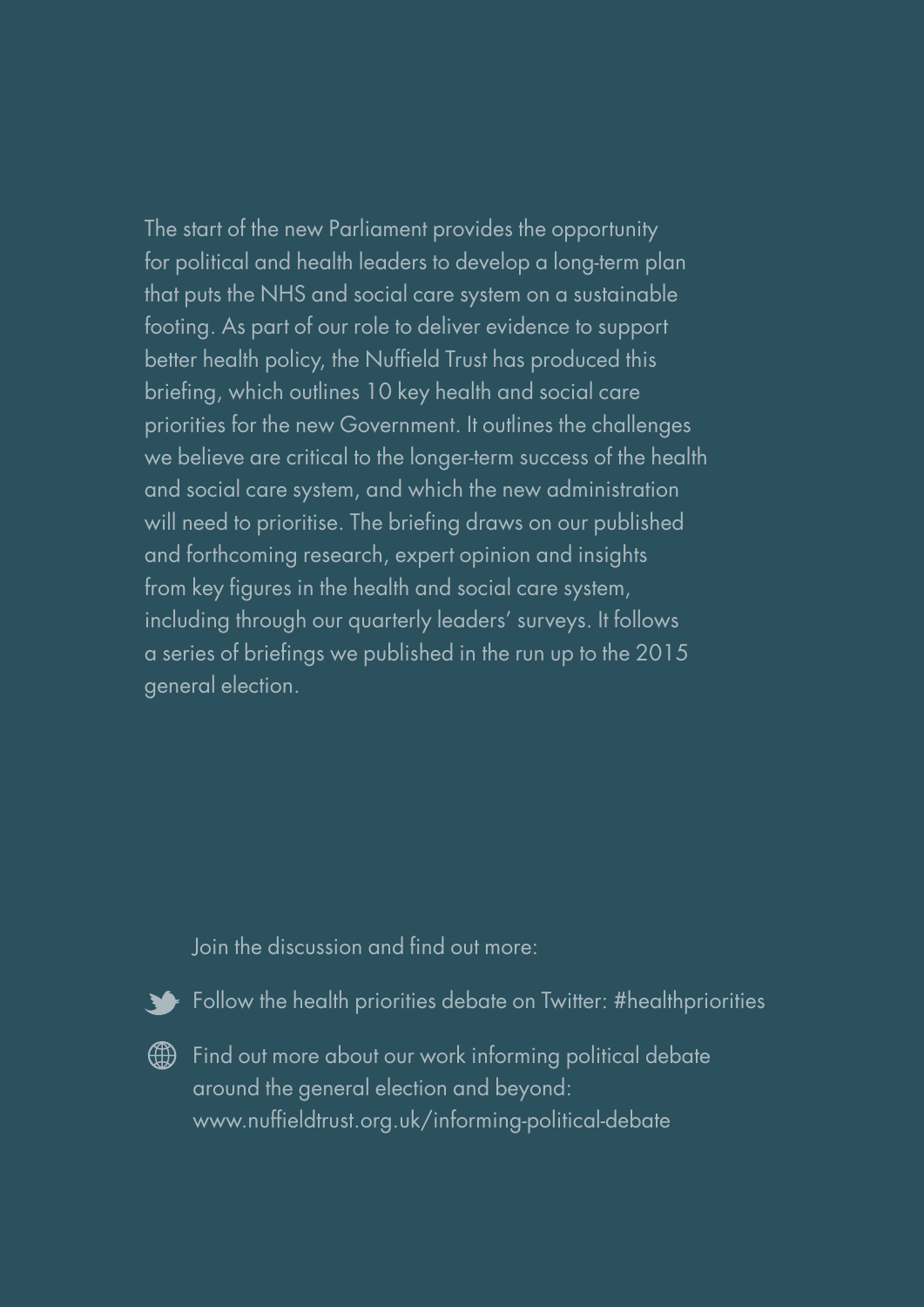The start of the new Parliament provides the opportunity for political and health leaders to develop a long-term plan that puts the NHS and social care system on a sustainable footing. As part of our role to deliver evidence to support better health policy, the Nuffield Trust has produced this briefing, which outlines 10 key health and social care priorities for the new Government. It outlines the challenges we believe are critical to the longer-term success of the health and social care system, and which the new administration will need to prioritise. The briefing draws on our published and forthcoming research, expert opinion and insights from key figures in the health and social care system, including through our quarterly leaders' surveys. It follows a series of briefings we published in the run up to the 2015 general election.

Join the discussion and find out more:

Follow the health priorities debate on Twitter: #healthpriorities

Find out more about our work informing political debate around the general election and beyond: www.nuffieldtrust.org.uk/informing-political-debate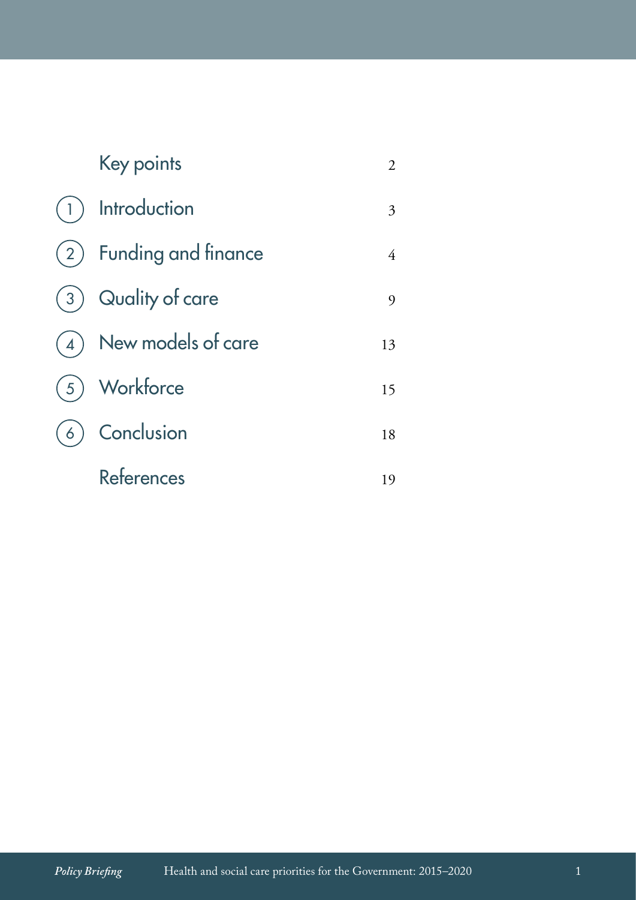| | | |
|---|---|---|
| | Key points | 2 |
| 1 | Introduction | 3 |
| 2 | Funding and finance | 4 |
| 3 | Quality of care | 9 |
| 4 | New models of care | 13 |
| 5 | Workforce | 15 |
| 6 | Conclusion | 18 |
| | References | 19 |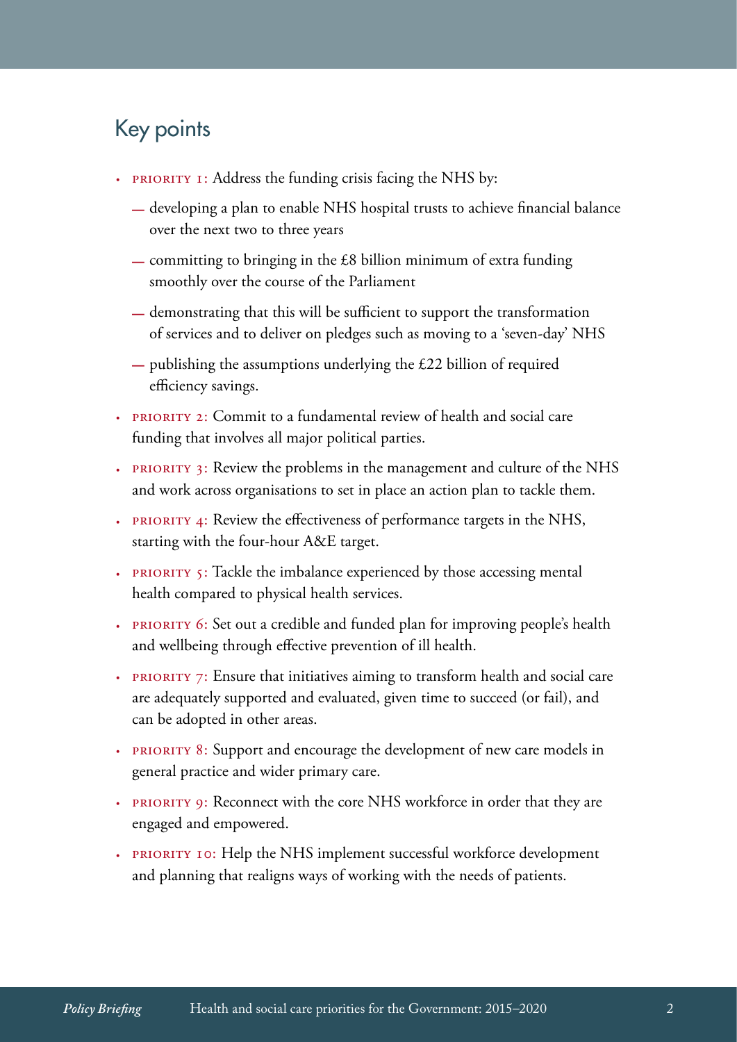## Key points

- PRIORITY 1: Address the funding crisis facing the NHS by:
  - developing a plan to enable NHS hospital trusts to achieve financial balance over the next two to three years
  - committing to bringing in the £8 billion minimum of extra funding smoothly over the course of the Parliament
  - demonstrating that this will be sufficient to support the transformation of services and to deliver on pledges such as moving to a 'seven-day' NHS
  - publishing the assumptions underlying the £22 billion of required efficiency savings.
- PRIORITY 2: Commit to a fundamental review of health and social care funding that involves all major political parties.
- PRIORITY 3: Review the problems in the management and culture of the NHS and work across organisations to set in place an action plan to tackle them.
- PRIORITY 4: Review the effectiveness of performance targets in the NHS, starting with the four-hour A&E target.
- PRIORITY 5: Tackle the imbalance experienced by those accessing mental health compared to physical health services.
- PRIORITY 6: Set out a credible and funded plan for improving people's health and wellbeing through effective prevention of ill health.
- PRIORITY 7: Ensure that initiatives aiming to transform health and social care are adequately supported and evaluated, given time to succeed (or fail), and can be adopted in other areas.
- PRIORITY 8: Support and encourage the development of new care models in general practice and wider primary care.
- PRIORITY 9: Reconnect with the core NHS workforce in order that they are engaged and empowered.
- PRIORITY 10: Help the NHS implement successful workforce development and planning that realigns ways of working with the needs of patients.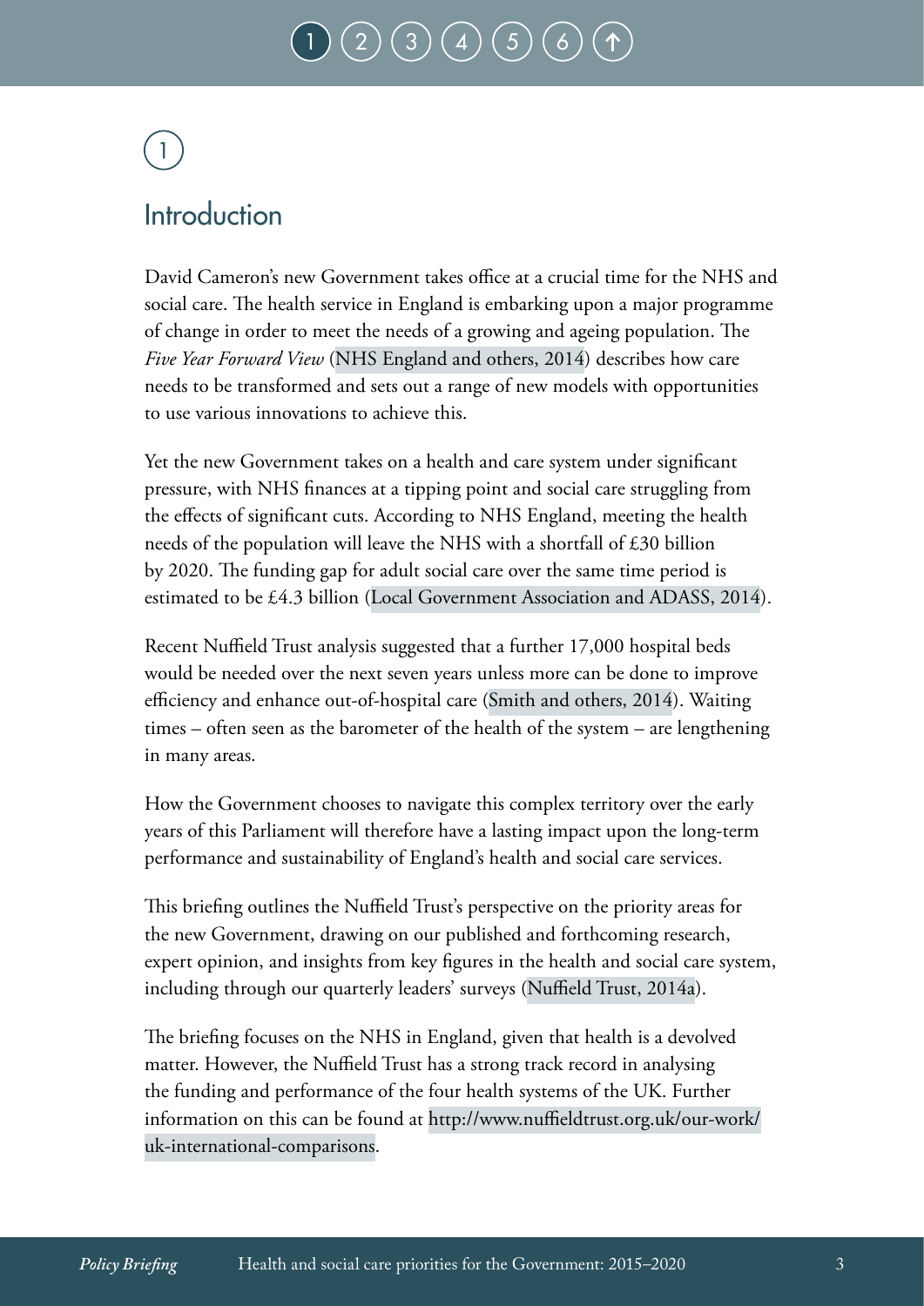# 1 Introduction

David Cameron's new Government takes office at a crucial time for the NHS and social care. The health service in England is embarking upon a major programme of change in order to meet the needs of a growing and ageing population. The *Five Year Forward View* (NHS England and others, 2014) describes how care needs to be transformed and sets out a range of new models with opportunities to use various innovations to achieve this.

Yet the new Government takes on a health and care system under significant pressure, with NHS finances at a tipping point and social care struggling from the effects of significant cuts. According to NHS England, meeting the health needs of the population will leave the NHS with a shortfall of £30 billion by 2020. The funding gap for adult social care over the same time period is estimated to be £4.3 billion (Local Government Association and ADASS, 2014).

Recent Nuffield Trust analysis suggested that a further 17,000 hospital beds would be needed over the next seven years unless more can be done to improve efficiency and enhance out-of-hospital care (Smith and others, 2014). Waiting times – often seen as the barometer of the health of the system – are lengthening in many areas.

How the Government chooses to navigate this complex territory over the early years of this Parliament will therefore have a lasting impact upon the long-term performance and sustainability of England's health and social care services.

This briefing outlines the Nuffield Trust's perspective on the priority areas for the new Government, drawing on our published and forthcoming research, expert opinion, and insights from key figures in the health and social care system, including through our quarterly leaders' surveys (Nuffield Trust, 2014a).

The briefing focuses on the NHS in England, given that health is a devolved matter. However, the Nuffield Trust has a strong track record in analysing the funding and performance of the four health systems of the UK. Further information on this can be found at http://www.nuffieldtrust.org.uk/our-work/uk-international-comparisons.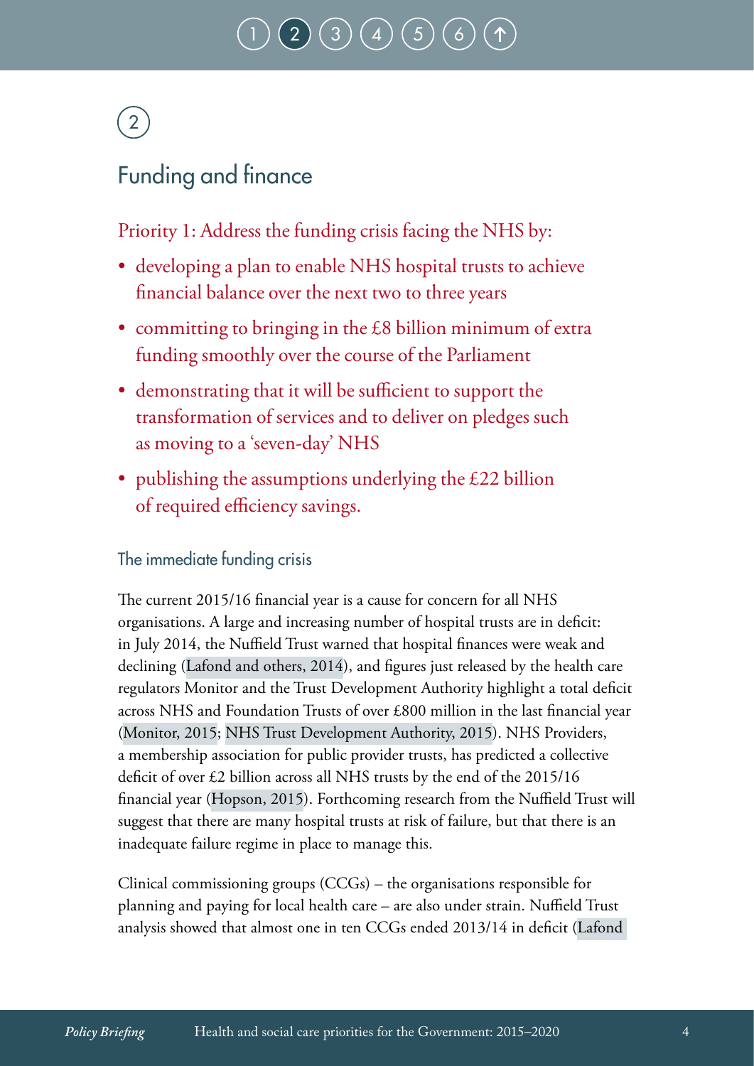## 2

## Funding and finance

Priority 1: Address the funding crisis facing the NHS by:

- developing a plan to enable NHS hospital trusts to achieve financial balance over the next two to three years
- committing to bringing in the £8 billion minimum of extra funding smoothly over the course of the Parliament
- demonstrating that it will be sufficient to support the transformation of services and to deliver on pledges such as moving to a 'seven-day' NHS
- publishing the assumptions underlying the £22 billion of required efficiency savings.

### The immediate funding crisis

The current 2015/16 financial year is a cause for concern for all NHS organisations. A large and increasing number of hospital trusts are in deficit: in July 2014, the Nuffield Trust warned that hospital finances were weak and declining (Lafond and others, 2014), and figures just released by the health care regulators Monitor and the Trust Development Authority highlight a total deficit across NHS and Foundation Trusts of over £800 million in the last financial year (Monitor, 2015; NHS Trust Development Authority, 2015). NHS Providers, a membership association for public provider trusts, has predicted a collective deficit of over £2 billion across all NHS trusts by the end of the 2015/16 financial year (Hopson, 2015). Forthcoming research from the Nuffield Trust will suggest that there are many hospital trusts at risk of failure, but that there is an inadequate failure regime in place to manage this.

Clinical commissioning groups (CCGs) – the organisations responsible for planning and paying for local health care – are also under strain. Nuffield Trust analysis showed that almost one in ten CCGs ended 2013/14 in deficit (Lafond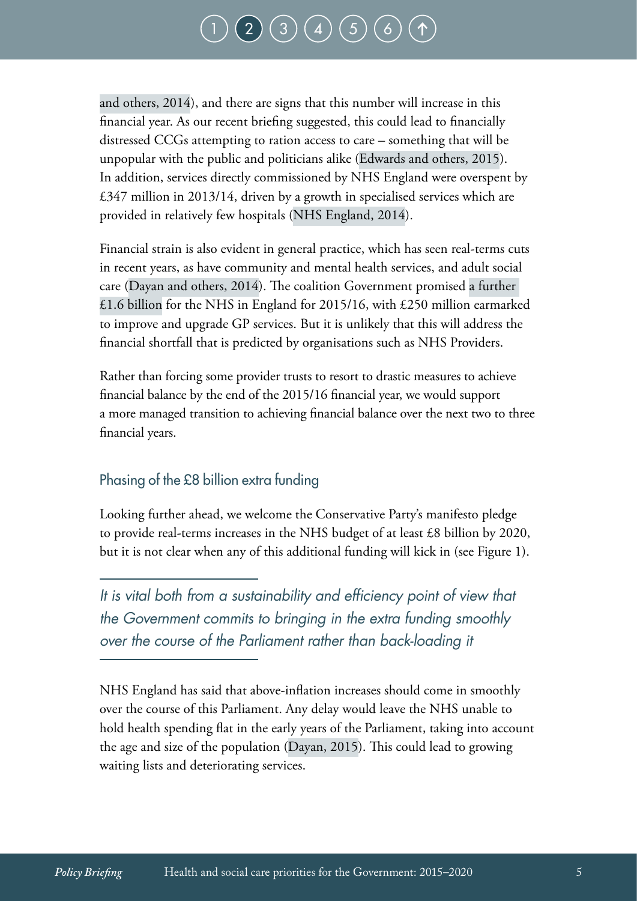and others, 2014), and there are signs that this number will increase in this financial year. As our recent briefing suggested, this could lead to financially distressed CCGs attempting to ration access to care – something that will be unpopular with the public and politicians alike (Edwards and others, 2015). In addition, services directly commissioned by NHS England were overspent by £347 million in 2013/14, driven by a growth in specialised services which are provided in relatively few hospitals (NHS England, 2014).

Financial strain is also evident in general practice, which has seen real-terms cuts in recent years, as have community and mental health services, and adult social care (Dayan and others, 2014). The coalition Government promised a further £1.6 billion for the NHS in England for 2015/16, with £250 million earmarked to improve and upgrade GP services. But it is unlikely that this will address the financial shortfall that is predicted by organisations such as NHS Providers.

Rather than forcing some provider trusts to resort to drastic measures to achieve financial balance by the end of the 2015/16 financial year, we would support a more managed transition to achieving financial balance over the next two to three financial years.

## Phasing of the £8 billion extra funding

Looking further ahead, we welcome the Conservative Party's manifesto pledge to provide real-terms increases in the NHS budget of at least £8 billion by 2020, but it is not clear when any of this additional funding will kick in (see Figure 1).

*It is vital both from a sustainability and efficiency point of view that the Government commits to bringing in the extra funding smoothly over the course of the Parliament rather than back-loading it*

NHS England has said that above-inflation increases should come in smoothly over the course of this Parliament. Any delay would leave the NHS unable to hold health spending flat in the early years of the Parliament, taking into account the age and size of the population (Dayan, 2015). This could lead to growing waiting lists and deteriorating services.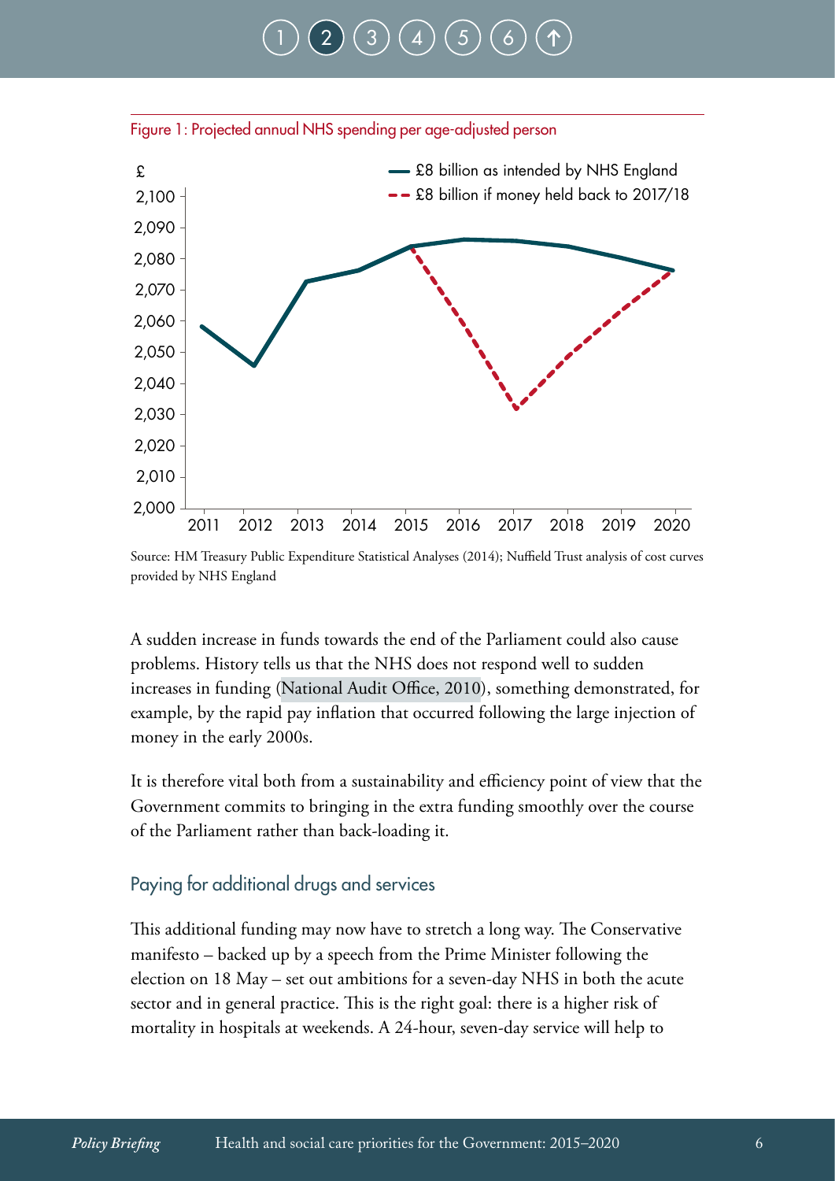Figure 1: Projected annual NHS spending per age-adjusted person

£

£8 billion as intended by NHS England

£8 billion if money held back to 2017/18

2,100
2,090
2,080
2,070
2,060
2,050
2,040
2,030
2,020
2,010
2,000

2011 2012 2013 2014 2015 2016 2017 2018 2019 2020

Source: HM Treasury Public Expenditure Statistical Analyses (2014); Nuffield Trust analysis of cost curves provided by NHS England

A sudden increase in funds towards the end of the Parliament could also cause problems. History tells us that the NHS does not respond well to sudden increases in funding (National Audit Office, 2010), something demonstrated, for example, by the rapid pay inflation that occurred following the large injection of money in the early 2000s.

It is therefore vital both from a sustainability and efficiency point of view that the Government commits to bringing in the extra funding smoothly over the course of the Parliament rather than back-loading it.

## Paying for additional drugs and services

This additional funding may now have to stretch a long way. The Conservative manifesto – backed up by a speech from the Prime Minister following the election on 18 May – set out ambitions for a seven-day NHS in both the acute sector and in general practice. This is the right goal: there is a higher risk of mortality in hospitals at weekends. A 24-hour, seven-day service will help to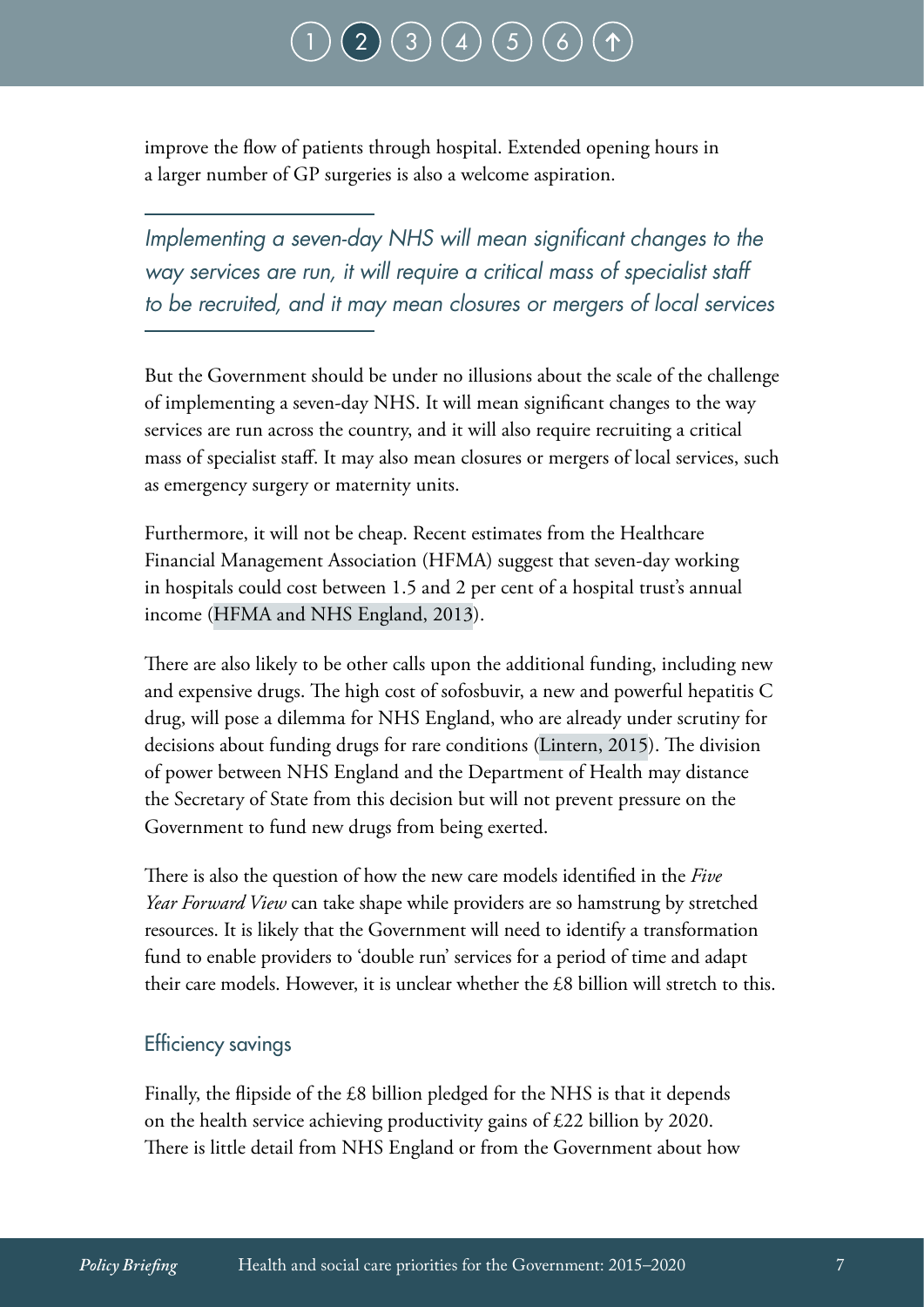improve the flow of patients through hospital. Extended opening hours in a larger number of GP surgeries is also a welcome aspiration.

*Implementing a seven-day NHS will mean significant changes to the way services are run, it will require a critical mass of specialist staff to be recruited, and it may mean closures or mergers of local services*

But the Government should be under no illusions about the scale of the challenge of implementing a seven-day NHS. It will mean significant changes to the way services are run across the country, and it will also require recruiting a critical mass of specialist staff. It may also mean closures or mergers of local services, such as emergency surgery or maternity units.

Furthermore, it will not be cheap. Recent estimates from the Healthcare Financial Management Association (HFMA) suggest that seven-day working in hospitals could cost between 1.5 and 2 per cent of a hospital trust's annual income (HFMA and NHS England, 2013).

There are also likely to be other calls upon the additional funding, including new and expensive drugs. The high cost of sofosbuvir, a new and powerful hepatitis C drug, will pose a dilemma for NHS England, who are already under scrutiny for decisions about funding drugs for rare conditions (Lintern, 2015). The division of power between NHS England and the Department of Health may distance the Secretary of State from this decision but will not prevent pressure on the Government to fund new drugs from being exerted.

There is also the question of how the new care models identified in the *Five Year Forward View* can take shape while providers are so hamstrung by stretched resources. It is likely that the Government will need to identify a transformation fund to enable providers to 'double run' services for a period of time and adapt their care models. However, it is unclear whether the £8 billion will stretch to this.

### Efficiency savings

Finally, the flipside of the £8 billion pledged for the NHS is that it depends on the health service achieving productivity gains of £22 billion by 2020. There is little detail from NHS England or from the Government about how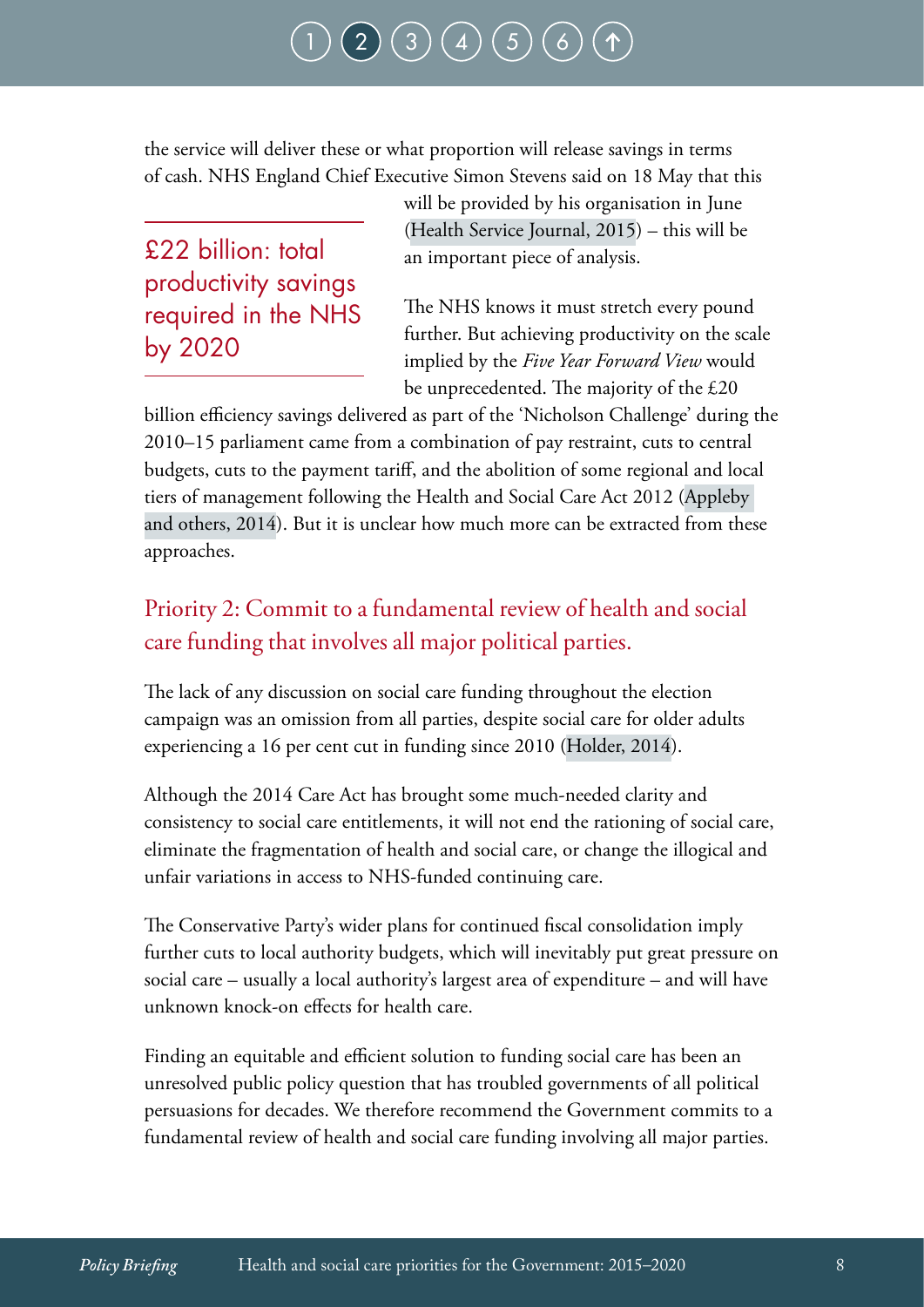the service will deliver these or what proportion will release savings in terms of cash. NHS England Chief Executive Simon Stevens said on 18 May that this will be provided by his organisation in June (Health Service Journal, 2015) – this will be an important piece of analysis.

£22 billion: total productivity savings required in the NHS by 2020

The NHS knows it must stretch every pound further. But achieving productivity on the scale implied by the *Five Year Forward View* would be unprecedented. The majority of the £20 billion efficiency savings delivered as part of the 'Nicholson Challenge' during the 2010–15 parliament came from a combination of pay restraint, cuts to central budgets, cuts to the payment tariff, and the abolition of some regional and local tiers of management following the Health and Social Care Act 2012 (Appleby and others, 2014). But it is unclear how much more can be extracted from these approaches.

## Priority 2: Commit to a fundamental review of health and social care funding that involves all major political parties.

The lack of any discussion on social care funding throughout the election campaign was an omission from all parties, despite social care for older adults experiencing a 16 per cent cut in funding since 2010 (Holder, 2014).

Although the 2014 Care Act has brought some much-needed clarity and consistency to social care entitlements, it will not end the rationing of social care, eliminate the fragmentation of health and social care, or change the illogical and unfair variations in access to NHS-funded continuing care.

The Conservative Party's wider plans for continued fiscal consolidation imply further cuts to local authority budgets, which will inevitably put great pressure on social care – usually a local authority's largest area of expenditure – and will have unknown knock-on effects for health care.

Finding an equitable and efficient solution to funding social care has been an unresolved public policy question that has troubled governments of all political persuasions for decades. We therefore recommend the Government commits to a fundamental review of health and social care funding involving all major parties.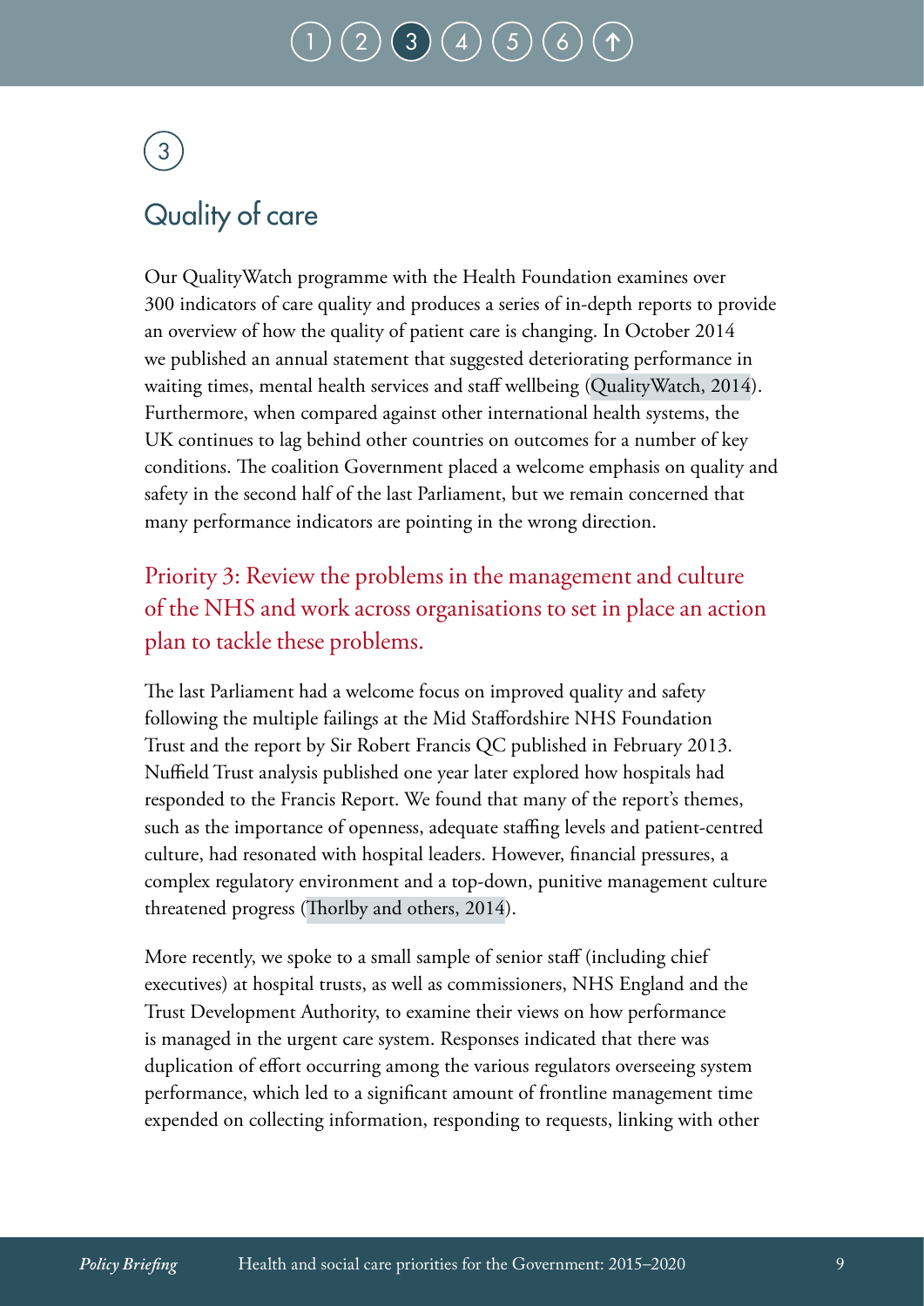3

## Quality of care

Our QualityWatch programme with the Health Foundation examines over 300 indicators of care quality and produces a series of in-depth reports to provide an overview of how the quality of patient care is changing. In October 2014 we published an annual statement that suggested deteriorating performance in waiting times, mental health services and staff wellbeing (QualityWatch, 2014). Furthermore, when compared against other international health systems, the UK continues to lag behind other countries on outcomes for a number of key conditions. The coalition Government placed a welcome emphasis on quality and safety in the second half of the last Parliament, but we remain concerned that many performance indicators are pointing in the wrong direction.

### Priority 3: Review the problems in the management and culture of the NHS and work across organisations to set in place an action plan to tackle these problems.

The last Parliament had a welcome focus on improved quality and safety following the multiple failings at the Mid Staffordshire NHS Foundation Trust and the report by Sir Robert Francis QC published in February 2013. Nuffield Trust analysis published one year later explored how hospitals had responded to the Francis Report. We found that many of the report's themes, such as the importance of openness, adequate staffing levels and patient-centred culture, had resonated with hospital leaders. However, financial pressures, a complex regulatory environment and a top-down, punitive management culture threatened progress (Thorlby and others, 2014).

More recently, we spoke to a small sample of senior staff (including chief executives) at hospital trusts, as well as commissioners, NHS England and the Trust Development Authority, to examine their views on how performance is managed in the urgent care system. Responses indicated that there was duplication of effort occurring among the various regulators overseeing system performance, which led to a significant amount of frontline management time expended on collecting information, responding to requests, linking with other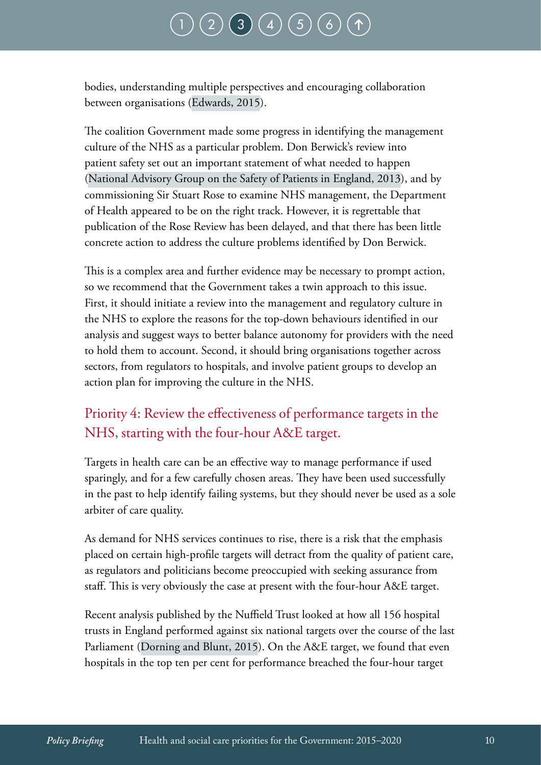bodies, understanding multiple perspectives and encouraging collaboration between organisations (Edwards, 2015).

The coalition Government made some progress in identifying the management culture of the NHS as a particular problem. Don Berwick's review into patient safety set out an important statement of what needed to happen (National Advisory Group on the Safety of Patients in England, 2013), and by commissioning Sir Stuart Rose to examine NHS management, the Department of Health appeared to be on the right track. However, it is regrettable that publication of the Rose Review has been delayed, and that there has been little concrete action to address the culture problems identified by Don Berwick.

This is a complex area and further evidence may be necessary to prompt action, so we recommend that the Government takes a twin approach to this issue. First, it should initiate a review into the management and regulatory culture in the NHS to explore the reasons for the top-down behaviours identified in our analysis and suggest ways to better balance autonomy for providers with the need to hold them to account. Second, it should bring organisations together across sectors, from regulators to hospitals, and involve patient groups to develop an action plan for improving the culture in the NHS.

## Priority 4: Review the effectiveness of performance targets in the NHS, starting with the four-hour A&E target.

Targets in health care can be an effective way to manage performance if used sparingly, and for a few carefully chosen areas. They have been used successfully in the past to help identify failing systems, but they should never be used as a sole arbiter of care quality.

As demand for NHS services continues to rise, there is a risk that the emphasis placed on certain high-profile targets will detract from the quality of patient care, as regulators and politicians become preoccupied with seeking assurance from staff. This is very obviously the case at present with the four-hour A&E target.

Recent analysis published by the Nuffield Trust looked at how all 156 hospital trusts in England performed against six national targets over the course of the last Parliament (Dorning and Blunt, 2015). On the A&E target, we found that even hospitals in the top ten per cent for performance breached the four-hour target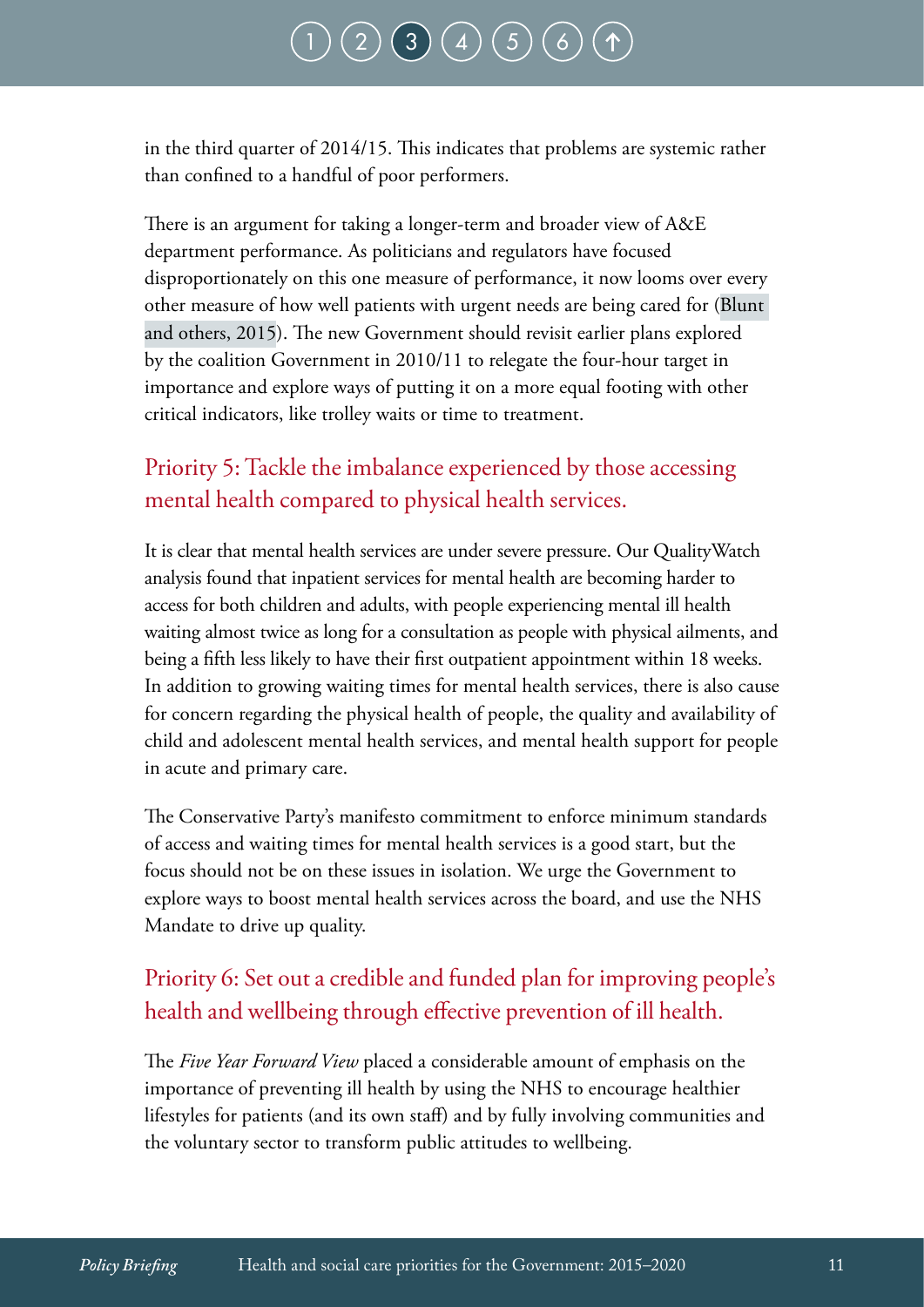in the third quarter of 2014/15. This indicates that problems are systemic rather than confined to a handful of poor performers.

There is an argument for taking a longer-term and broader view of A&E department performance. As politicians and regulators have focused disproportionately on this one measure of performance, it now looms over every other measure of how well patients with urgent needs are being cared for (Blunt and others, 2015). The new Government should revisit earlier plans explored by the coalition Government in 2010/11 to relegate the four-hour target in importance and explore ways of putting it on a more equal footing with other critical indicators, like trolley waits or time to treatment.

## Priority 5: Tackle the imbalance experienced by those accessing mental health compared to physical health services.

It is clear that mental health services are under severe pressure. Our QualityWatch analysis found that inpatient services for mental health are becoming harder to access for both children and adults, with people experiencing mental ill health waiting almost twice as long for a consultation as people with physical ailments, and being a fifth less likely to have their first outpatient appointment within 18 weeks. In addition to growing waiting times for mental health services, there is also cause for concern regarding the physical health of people, the quality and availability of child and adolescent mental health services, and mental health support for people in acute and primary care.

The Conservative Party's manifesto commitment to enforce minimum standards of access and waiting times for mental health services is a good start, but the focus should not be on these issues in isolation. We urge the Government to explore ways to boost mental health services across the board, and use the NHS Mandate to drive up quality.

## Priority 6: Set out a credible and funded plan for improving people's health and wellbeing through effective prevention of ill health.

The *Five Year Forward View* placed a considerable amount of emphasis on the importance of preventing ill health by using the NHS to encourage healthier lifestyles for patients (and its own staff) and by fully involving communities and the voluntary sector to transform public attitudes to wellbeing.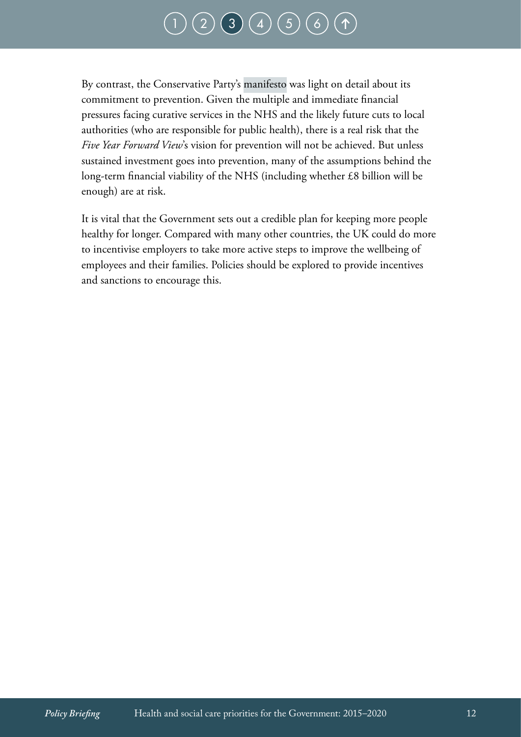By contrast, the Conservative Party's manifesto was light on detail about its commitment to prevention. Given the multiple and immediate financial pressures facing curative services in the NHS and the likely future cuts to local authorities (who are responsible for public health), there is a real risk that the *Five Year Forward View*'s vision for prevention will not be achieved. But unless sustained investment goes into prevention, many of the assumptions behind the long-term financial viability of the NHS (including whether £8 billion will be enough) are at risk.

It is vital that the Government sets out a credible plan for keeping more people healthy for longer. Compared with many other countries, the UK could do more to incentivise employers to take more active steps to improve the wellbeing of employees and their families. Policies should be explored to provide incentives and sanctions to encourage this.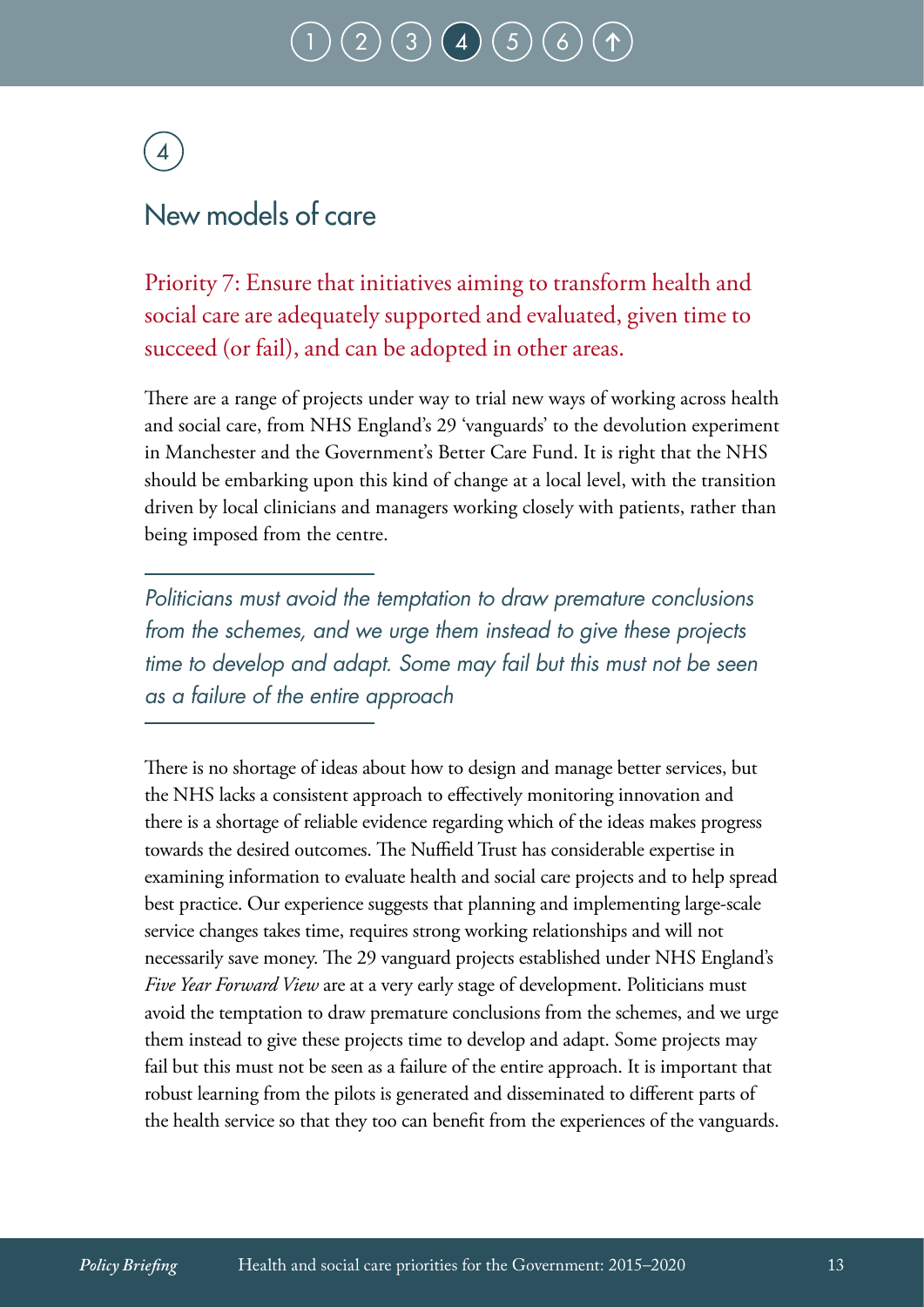# 4

## New models of care

### Priority 7: Ensure that initiatives aiming to transform health and social care are adequately supported and evaluated, given time to succeed (or fail), and can be adopted in other areas.

There are a range of projects under way to trial new ways of working across health and social care, from NHS England's 29 'vanguards' to the devolution experiment in Manchester and the Government's Better Care Fund. It is right that the NHS should be embarking upon this kind of change at a local level, with the transition driven by local clinicians and managers working closely with patients, rather than being imposed from the centre.

*Politicians must avoid the temptation to draw premature conclusions from the schemes, and we urge them instead to give these projects time to develop and adapt. Some may fail but this must not be seen as a failure of the entire approach*

There is no shortage of ideas about how to design and manage better services, but the NHS lacks a consistent approach to effectively monitoring innovation and there is a shortage of reliable evidence regarding which of the ideas makes progress towards the desired outcomes. The Nuffield Trust has considerable expertise in examining information to evaluate health and social care projects and to help spread best practice. Our experience suggests that planning and implementing large-scale service changes takes time, requires strong working relationships and will not necessarily save money. The 29 vanguard projects established under NHS England's *Five Year Forward View* are at a very early stage of development. Politicians must avoid the temptation to draw premature conclusions from the schemes, and we urge them instead to give these projects time to develop and adapt. Some projects may fail but this must not be seen as a failure of the entire approach. It is important that robust learning from the pilots is generated and disseminated to different parts of the health service so that they too can benefit from the experiences of the vanguards.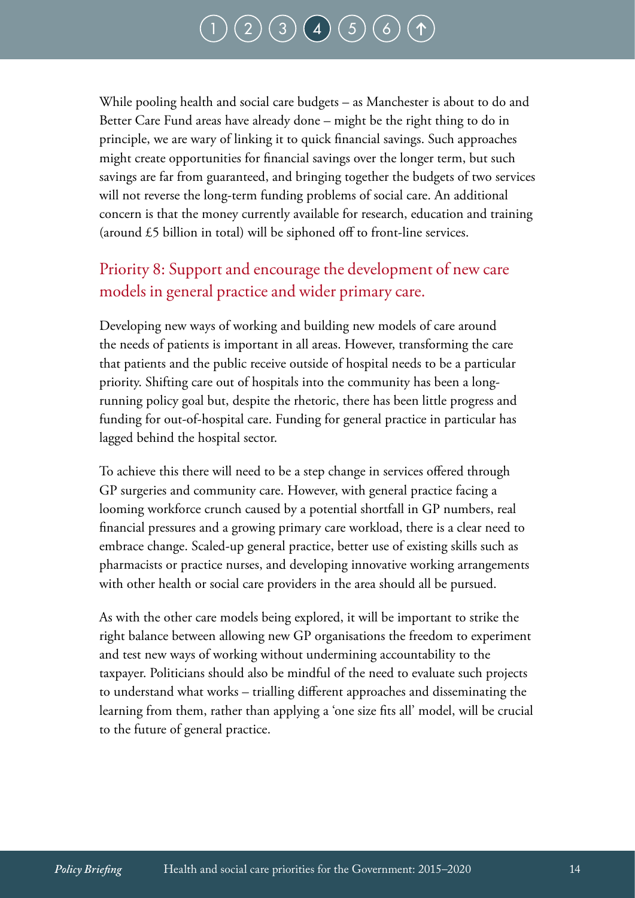While pooling health and social care budgets – as Manchester is about to do and Better Care Fund areas have already done – might be the right thing to do in principle, we are wary of linking it to quick financial savings. Such approaches might create opportunities for financial savings over the longer term, but such savings are far from guaranteed, and bringing together the budgets of two services will not reverse the long-term funding problems of social care. An additional concern is that the money currently available for research, education and training (around £5 billion in total) will be siphoned off to front-line services.

## Priority 8: Support and encourage the development of new care models in general practice and wider primary care.

Developing new ways of working and building new models of care around the needs of patients is important in all areas. However, transforming the care that patients and the public receive outside of hospital needs to be a particular priority. Shifting care out of hospitals into the community has been a long-running policy goal but, despite the rhetoric, there has been little progress and funding for out-of-hospital care. Funding for general practice in particular has lagged behind the hospital sector.

To achieve this there will need to be a step change in services offered through GP surgeries and community care. However, with general practice facing a looming workforce crunch caused by a potential shortfall in GP numbers, real financial pressures and a growing primary care workload, there is a clear need to embrace change. Scaled-up general practice, better use of existing skills such as pharmacists or practice nurses, and developing innovative working arrangements with other health or social care providers in the area should all be pursued.

As with the other care models being explored, it will be important to strike the right balance between allowing new GP organisations the freedom to experiment and test new ways of working without undermining accountability to the taxpayer. Politicians should also be mindful of the need to evaluate such projects to understand what works – trialling different approaches and disseminating the learning from them, rather than applying a 'one size fits all' model, will be crucial to the future of general practice.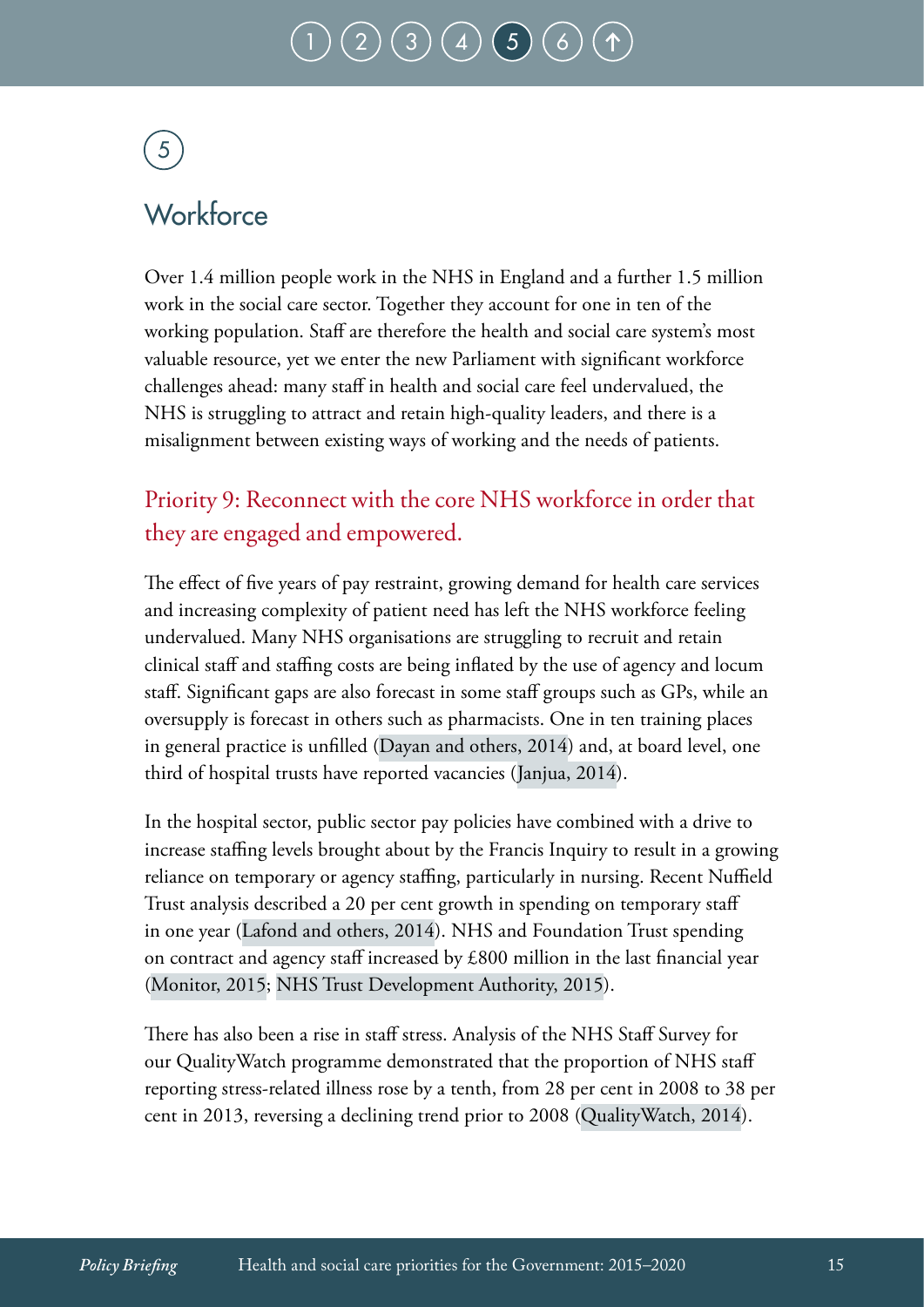# 5

## Workforce

Over 1.4 million people work in the NHS in England and a further 1.5 million work in the social care sector. Together they account for one in ten of the working population. Staff are therefore the health and social care system's most valuable resource, yet we enter the new Parliament with significant workforce challenges ahead: many staff in health and social care feel undervalued, the NHS is struggling to attract and retain high-quality leaders, and there is a misalignment between existing ways of working and the needs of patients.

### Priority 9: Reconnect with the core NHS workforce in order that they are engaged and empowered.

The effect of five years of pay restraint, growing demand for health care services and increasing complexity of patient need has left the NHS workforce feeling undervalued. Many NHS organisations are struggling to recruit and retain clinical staff and staffing costs are being inflated by the use of agency and locum staff. Significant gaps are also forecast in some staff groups such as GPs, while an oversupply is forecast in others such as pharmacists. One in ten training places in general practice is unfilled (Dayan and others, 2014) and, at board level, one third of hospital trusts have reported vacancies (Janjua, 2014).

In the hospital sector, public sector pay policies have combined with a drive to increase staffing levels brought about by the Francis Inquiry to result in a growing reliance on temporary or agency staffing, particularly in nursing. Recent Nuffield Trust analysis described a 20 per cent growth in spending on temporary staff in one year (Lafond and others, 2014). NHS and Foundation Trust spending on contract and agency staff increased by £800 million in the last financial year (Monitor, 2015; NHS Trust Development Authority, 2015).

There has also been a rise in staff stress. Analysis of the NHS Staff Survey for our QualityWatch programme demonstrated that the proportion of NHS staff reporting stress-related illness rose by a tenth, from 28 per cent in 2008 to 38 per cent in 2013, reversing a declining trend prior to 2008 (QualityWatch, 2014).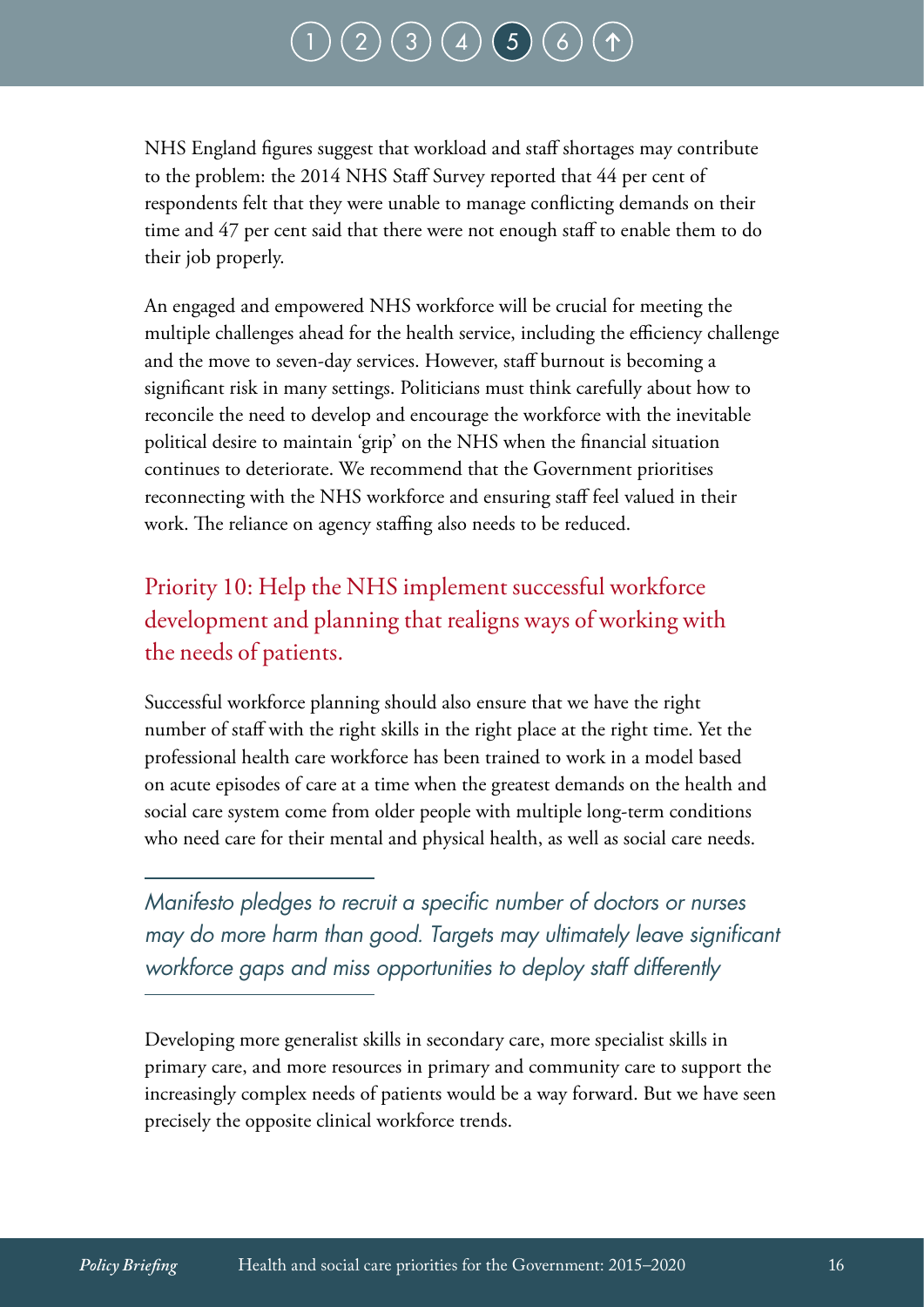NHS England figures suggest that workload and staff shortages may contribute to the problem: the 2014 NHS Staff Survey reported that 44 per cent of respondents felt that they were unable to manage conflicting demands on their time and 47 per cent said that there were not enough staff to enable them to do their job properly.

An engaged and empowered NHS workforce will be crucial for meeting the multiple challenges ahead for the health service, including the efficiency challenge and the move to seven-day services. However, staff burnout is becoming a significant risk in many settings. Politicians must think carefully about how to reconcile the need to develop and encourage the workforce with the inevitable political desire to maintain 'grip' on the NHS when the financial situation continues to deteriorate. We recommend that the Government prioritises reconnecting with the NHS workforce and ensuring staff feel valued in their work. The reliance on agency staffing also needs to be reduced.

## Priority 10: Help the NHS implement successful workforce development and planning that realigns ways of working with the needs of patients.

Successful workforce planning should also ensure that we have the right number of staff with the right skills in the right place at the right time. Yet the professional health care workforce has been trained to work in a model based on acute episodes of care at a time when the greatest demands on the health and social care system come from older people with multiple long-term conditions who need care for their mental and physical health, as well as social care needs.

*Manifesto pledges to recruit a specific number of doctors or nurses may do more harm than good. Targets may ultimately leave significant workforce gaps and miss opportunities to deploy staff differently*

Developing more generalist skills in secondary care, more specialist skills in primary care, and more resources in primary and community care to support the increasingly complex needs of patients would be a way forward. But we have seen precisely the opposite clinical workforce trends.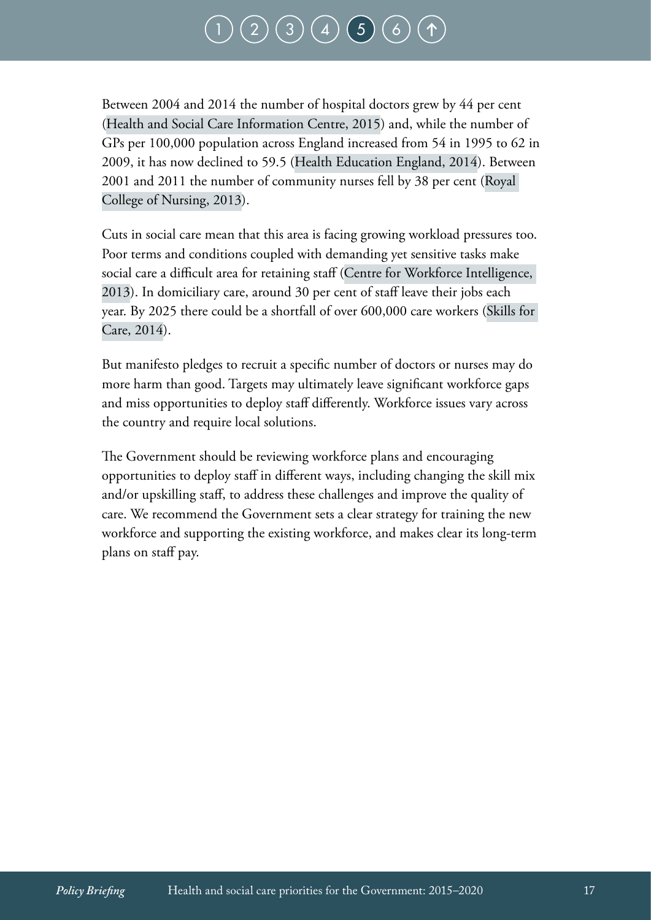Between 2004 and 2014 the number of hospital doctors grew by 44 per cent (Health and Social Care Information Centre, 2015) and, while the number of GPs per 100,000 population across England increased from 54 in 1995 to 62 in 2009, it has now declined to 59.5 (Health Education England, 2014). Between 2001 and 2011 the number of community nurses fell by 38 per cent (Royal College of Nursing, 2013).

Cuts in social care mean that this area is facing growing workload pressures too. Poor terms and conditions coupled with demanding yet sensitive tasks make social care a difficult area for retaining staff (Centre for Workforce Intelligence, 2013). In domiciliary care, around 30 per cent of staff leave their jobs each year. By 2025 there could be a shortfall of over 600,000 care workers (Skills for Care, 2014).

But manifesto pledges to recruit a specific number of doctors or nurses may do more harm than good. Targets may ultimately leave significant workforce gaps and miss opportunities to deploy staff differently. Workforce issues vary across the country and require local solutions.

The Government should be reviewing workforce plans and encouraging opportunities to deploy staff in different ways, including changing the skill mix and/or upskilling staff, to address these challenges and improve the quality of care. We recommend the Government sets a clear strategy for training the new workforce and supporting the existing workforce, and makes clear its long-term plans on staff pay.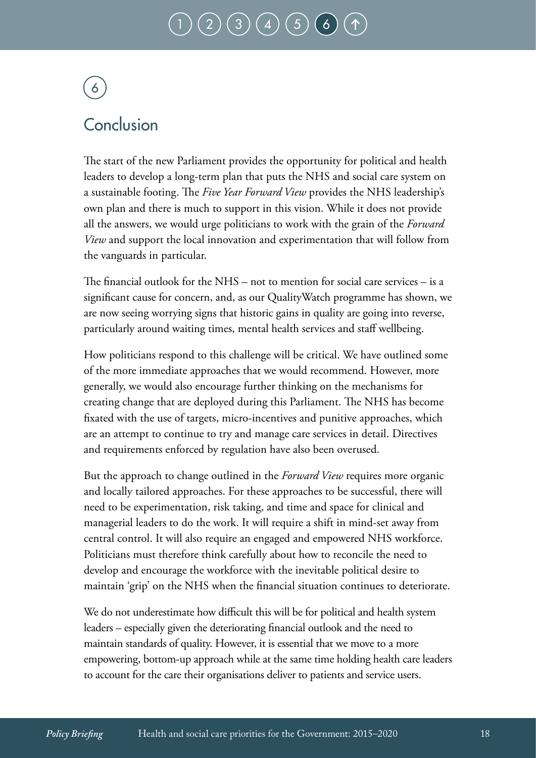# 6

## Conclusion

The start of the new Parliament provides the opportunity for political and health leaders to develop a long-term plan that puts the NHS and social care system on a sustainable footing. The *Five Year Forward View* provides the NHS leadership's own plan and there is much to support in this vision. While it does not provide all the answers, we would urge politicians to work with the grain of the *Forward View* and support the local innovation and experimentation that will follow from the vanguards in particular.

The financial outlook for the NHS – not to mention for social care services – is a significant cause for concern, and, as our QualityWatch programme has shown, we are now seeing worrying signs that historic gains in quality are going into reverse, particularly around waiting times, mental health services and staff wellbeing.

How politicians respond to this challenge will be critical. We have outlined some of the more immediate approaches that we would recommend. However, more generally, we would also encourage further thinking on the mechanisms for creating change that are deployed during this Parliament. The NHS has become fixated with the use of targets, micro-incentives and punitive approaches, which are an attempt to continue to try and manage care services in detail. Directives and requirements enforced by regulation have also been overused.

But the approach to change outlined in the *Forward View* requires more organic and locally tailored approaches. For these approaches to be successful, there will need to be experimentation, risk taking, and time and space for clinical and managerial leaders to do the work. It will require a shift in mind-set away from central control. It will also require an engaged and empowered NHS workforce. Politicians must therefore think carefully about how to reconcile the need to develop and encourage the workforce with the inevitable political desire to maintain 'grip' on the NHS when the financial situation continues to deteriorate.

We do not underestimate how difficult this will be for political and health system leaders – especially given the deteriorating financial outlook and the need to maintain standards of quality. However, it is essential that we move to a more empowering, bottom-up approach while at the same time holding health care leaders to account for the care their organisations deliver to patients and service users.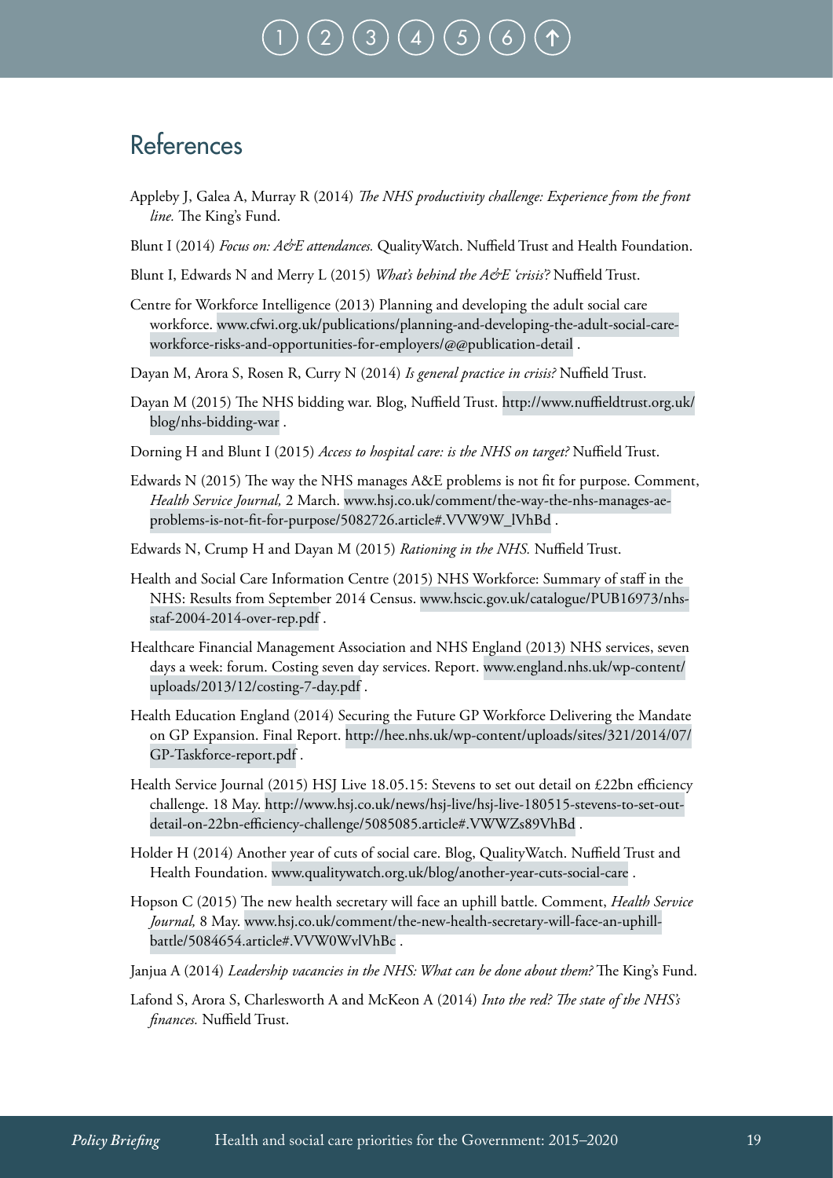## References

Appleby J, Galea A, Murray R (2014) *The NHS productivity challenge: Experience from the front line.* The King's Fund.

Blunt I (2014) *Focus on: A&E attendances.* QualityWatch. Nuffield Trust and Health Foundation.

Blunt I, Edwards N and Merry L (2015) *What's behind the A&E 'crisis'?* Nuffield Trust.

Centre for Workforce Intelligence (2013) Planning and developing the adult social care workforce. www.cfwi.org.uk/publications/planning-and-developing-the-adult-social-care-workforce-risks-and-opportunities-for-employers/@@publication-detail .

Dayan M, Arora S, Rosen R, Curry N (2014) *Is general practice in crisis?* Nuffield Trust.

Dayan M (2015) The NHS bidding war. Blog, Nuffield Trust. http://www.nuffieldtrust.org.uk/blog/nhs-bidding-war .

Dorning H and Blunt I (2015) *Access to hospital care: is the NHS on target?* Nuffield Trust.

Edwards N (2015) The way the NHS manages A&E problems is not fit for purpose. Comment, *Health Service Journal,* 2 March. www.hsj.co.uk/comment/the-way-the-nhs-manages-ae-problems-is-not-fit-for-purpose/5082726.article#.VVW9W_lVhBd .

Edwards N, Crump H and Dayan M (2015) *Rationing in the NHS.* Nuffield Trust.

Health and Social Care Information Centre (2015) NHS Workforce: Summary of staff in the NHS: Results from September 2014 Census. www.hscic.gov.uk/catalogue/PUB16973/nhs-staf-2004-2014-over-rep.pdf .

Healthcare Financial Management Association and NHS England (2013) NHS services, seven days a week: forum. Costing seven day services. Report. www.england.nhs.uk/wp-content/uploads/2013/12/costing-7-day.pdf .

Health Education England (2014) Securing the Future GP Workforce Delivering the Mandate on GP Expansion. Final Report. http://hee.nhs.uk/wp-content/uploads/sites/321/2014/07/GP-Taskforce-report.pdf .

Health Service Journal (2015) HSJ Live 18.05.15: Stevens to set out detail on £22bn efficiency challenge. 18 May. http://www.hsj.co.uk/news/hsj-live/hsj-live-180515-stevens-to-set-out-detail-on-22bn-efficiency-challenge/5085085.article#.VWWZs89VhBd .

Holder H (2014) Another year of cuts of social care. Blog, QualityWatch. Nuffield Trust and Health Foundation. www.qualitywatch.org.uk/blog/another-year-cuts-social-care .

Hopson C (2015) The new health secretary will face an uphill battle. Comment, *Health Service Journal,* 8 May. www.hsj.co.uk/comment/the-new-health-secretary-will-face-an-uphill-battle/5084654.article#.VVW0WvlVhBc .

Janjua A (2014) *Leadership vacancies in the NHS: What can be done about them?* The King's Fund.

Lafond S, Arora S, Charlesworth A and McKeon A (2014) *Into the red? The state of the NHS's finances.* Nuffield Trust.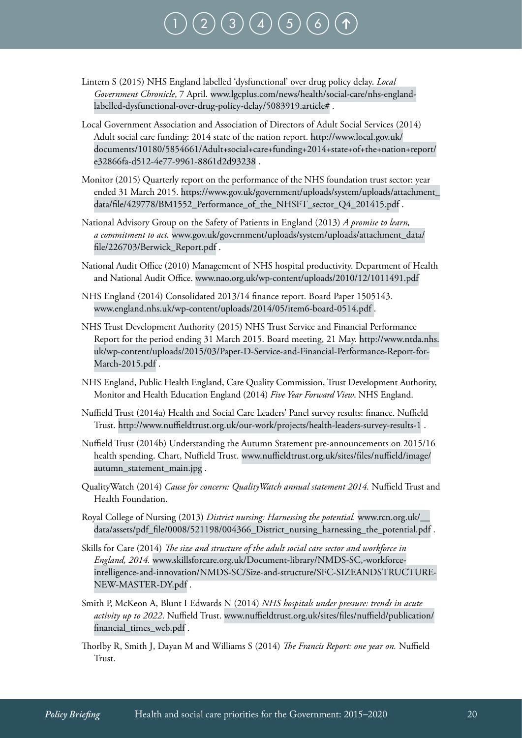Lintern S (2015) NHS England labelled 'dysfunctional' over drug policy delay. *Local Government Chronicle*, 7 April. www.lgcplus.com/news/health/social-care/nhs-england-labelled-dysfunctional-over-drug-policy-delay/5083919.article# .

Local Government Association and Association of Directors of Adult Social Services (2014) Adult social care funding: 2014 state of the nation report. http://www.local.gov.uk/documents/10180/5854661/Adult+social+care+funding+2014+state+of+the+nation+report/e32866fa-d512-4e77-9961-8861d2d93238 .

Monitor (2015) Quarterly report on the performance of the NHS foundation trust sector: year ended 31 March 2015. https://www.gov.uk/government/uploads/system/uploads/attachment_data/file/429778/BM1552_Performance_of_the_NHSFT_sector_Q4_201415.pdf .

National Advisory Group on the Safety of Patients in England (2013) *A promise to learn, a commitment to act.* www.gov.uk/government/uploads/system/uploads/attachment_data/file/226703/Berwick_Report.pdf .

National Audit Office (2010) Management of NHS hospital productivity. Department of Health and National Audit Office. www.nao.org.uk/wp-content/uploads/2010/12/1011491.pdf

NHS England (2014) Consolidated 2013/14 finance report. Board Paper 1505143. www.england.nhs.uk/wp-content/uploads/2014/05/item6-board-0514.pdf .

NHS Trust Development Authority (2015) NHS Trust Service and Financial Performance Report for the period ending 31 March 2015. Board meeting, 21 May. http://www.ntda.nhs.uk/wp-content/uploads/2015/03/Paper-D-Service-and-Financial-Performance-Report-for-March-2015.pdf .

NHS England, Public Health England, Care Quality Commission, Trust Development Authority, Monitor and Health Education England (2014) *Five Year Forward View*. NHS England.

Nuffield Trust (2014a) Health and Social Care Leaders' Panel survey results: finance. Nuffield Trust. http://www.nuffieldtrust.org.uk/our-work/projects/health-leaders-survey-results-1 .

Nuffield Trust (2014b) Understanding the Autumn Statement pre-announcements on 2015/16 health spending. Chart, Nuffield Trust. www.nuffieldtrust.org.uk/sites/files/nuffield/image/autumn_statement_main.jpg .

QualityWatch (2014) *Cause for concern: QualityWatch annual statement 2014.* Nuffield Trust and Health Foundation.

Royal College of Nursing (2013) *District nursing: Harnessing the potential.* www.rcn.org.uk/__data/assets/pdf_file/0008/521198/004366_District_nursing_harnessing_the_potential.pdf .

Skills for Care (2014) *The size and structure of the adult social care sector and workforce in England, 2014.* www.skillsforcare.org.uk/Document-library/NMDS-SC,-workforce-intelligence-and-innovation/NMDS-SC/Size-and-structure/SFC-SIZEANDSTRUCTURE-NEW-MASTER-DY.pdf .

Smith P, McKeon A, Blunt I Edwards N (2014) *NHS hospitals under pressure: trends in acute activity up to 2022.* Nuffield Trust. www.nuffieldtrust.org.uk/sites/files/nuffield/publication/financial_times_web.pdf .

Thorlby R, Smith J, Dayan M and Williams S (2014) *The Francis Report: one year on.* Nuffield Trust.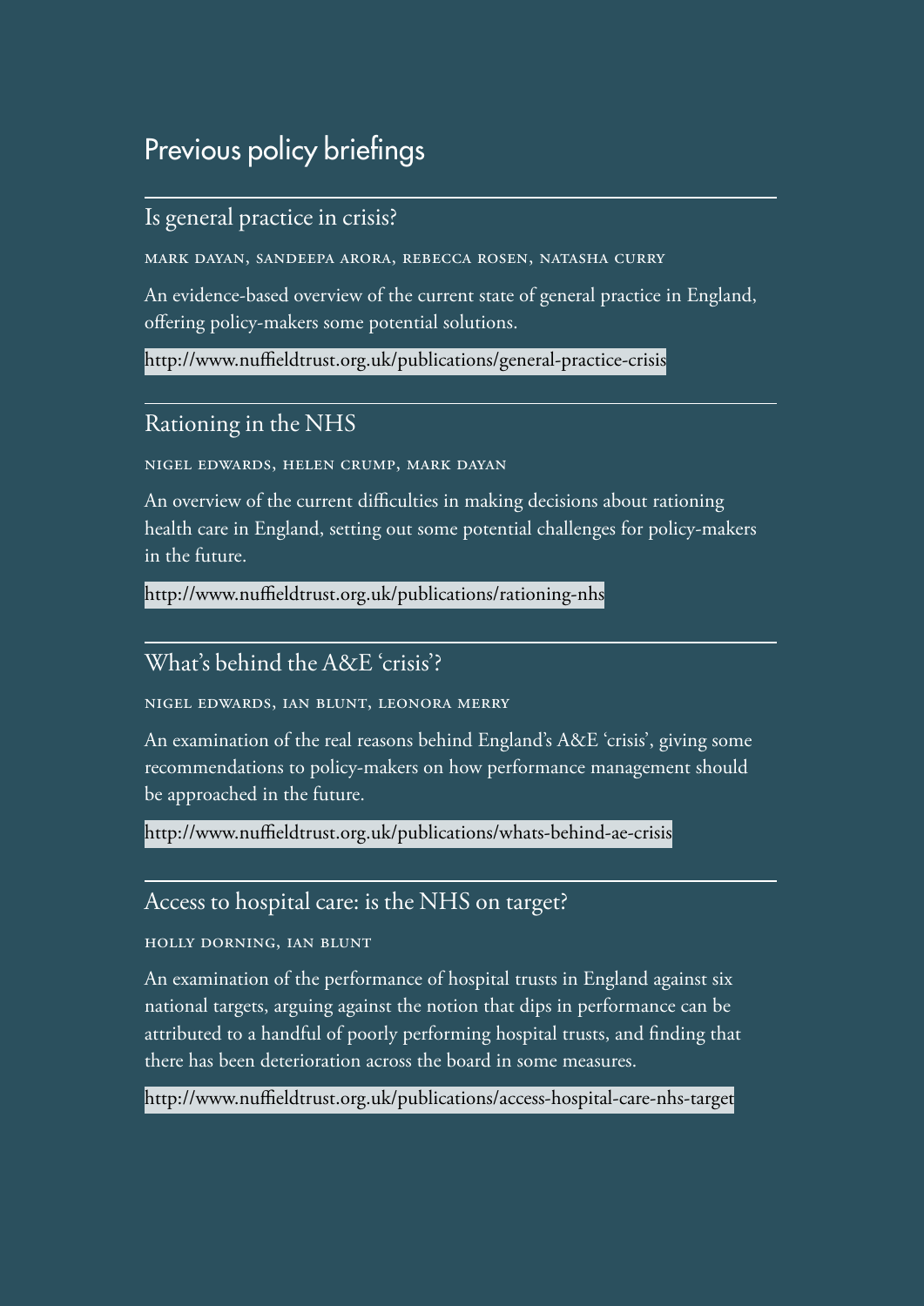# Previous policy briefings

## Is general practice in crisis?

MARK DAYAN, SANDEEPA ARORA, REBECCA ROSEN, NATASHA CURRY

An evidence-based overview of the current state of general practice in England, offering policy-makers some potential solutions.

http://www.nuffieldtrust.org.uk/publications/general-practice-crisis

## Rationing in the NHS

NIGEL EDWARDS, HELEN CRUMP, MARK DAYAN

An overview of the current difficulties in making decisions about rationing health care in England, setting out some potential challenges for policy-makers in the future.

http://www.nuffieldtrust.org.uk/publications/rationing-nhs

## What's behind the A&E 'crisis'?

NIGEL EDWARDS, IAN BLUNT, LEONORA MERRY

An examination of the real reasons behind England's A&E 'crisis', giving some recommendations to policy-makers on how performance management should be approached in the future.

http://www.nuffieldtrust.org.uk/publications/whats-behind-ae-crisis

## Access to hospital care: is the NHS on target?

HOLLY DORNING, IAN BLUNT

An examination of the performance of hospital trusts in England against six national targets, arguing against the notion that dips in performance can be attributed to a handful of poorly performing hospital trusts, and finding that there has been deterioration across the board in some measures.

http://www.nuffieldtrust.org.uk/publications/access-hospital-care-nhs-target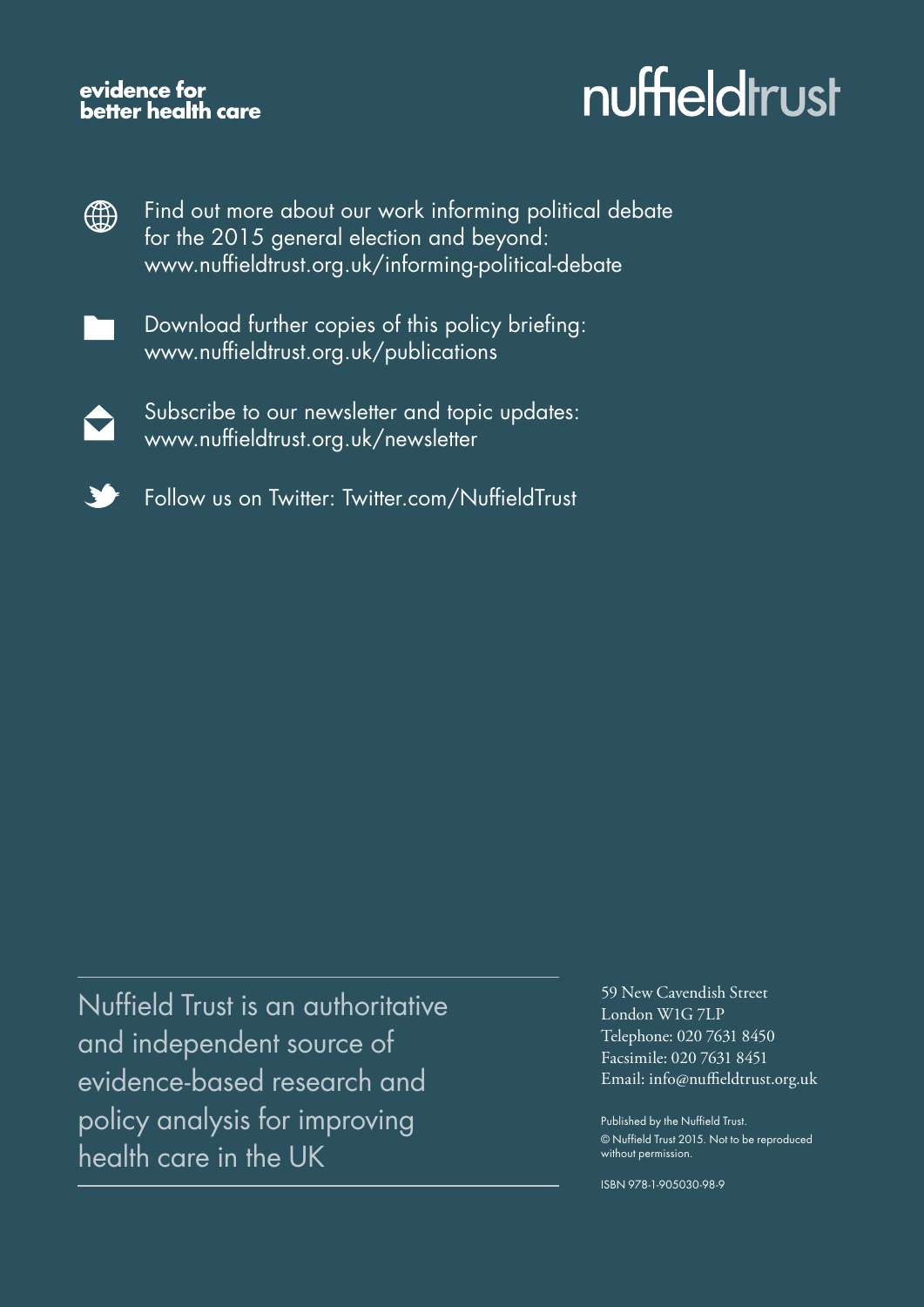**evidence for better health care**

# nuffieldtrust

Find out more about our work informing political debate for the 2015 general election and beyond: www.nuffieldtrust.org.uk/informing-political-debate

Download further copies of this policy briefing: www.nuffieldtrust.org.uk/publications

Subscribe to our newsletter and topic updates: www.nuffieldtrust.org.uk/newsletter

Follow us on Twitter: Twitter.com/NuffieldTrust

Nuffield Trust is an authoritative and independent source of evidence-based research and policy analysis for improving health care in the UK

59 New Cavendish Street
London W1G 7LP
Telephone: 020 7631 8450
Facsimile: 020 7631 8451
Email: info@nuffieldtrust.org.uk

Published by the Nuffield Trust.
© Nuffield Trust 2015. Not to be reproduced without permission.

ISBN 978-1-905030-98-9